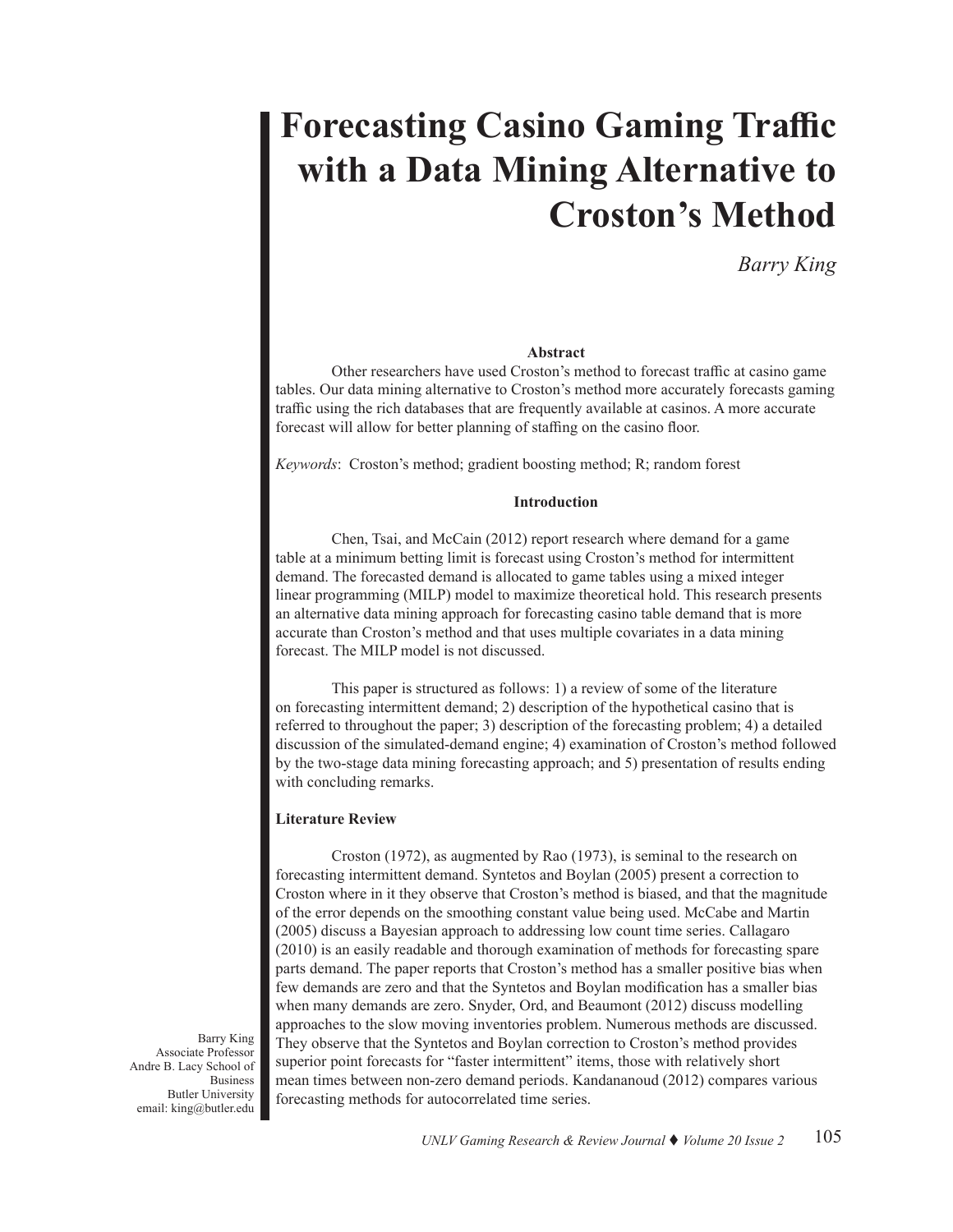# Forecasting Casino Gaming Traffic with a Data Mining Alternative to Croston's Method

*Barry King*

**Abstract**

Other researchers have used Croston's method to forecast traffic at casino game tables. Our data mining alternative to Croston's method more accurately forecasts gaming traffic using the rich databases that are frequently available at casinos. A more accurate forecast will allow for better planning of staffing on the casino floor.

*Keywords*: Croston's method; gradient boosting method; R; random forest

**Introduction**

Chen, Tsai, and McCain (2012) report research where demand for a game table at a minimum betting limit is forecast using Croston's method for intermittent demand. The forecasted demand is allocated to game tables using a mixed integer linear programming (MILP) model to maximize theoretical hold. This research presents an alternative data mining approach for forecasting casino table demand that is more accurate than Croston's method and that uses multiple covariates in a data mining forecast. The MILP model is not discussed.

This paper is structured as follows: 1) a review of some of the literature on forecasting intermittent demand; 2) description of the hypothetical casino that is referred to throughout the paper; 3) description of the forecasting problem; 4) a detailed discussion of the simulated-demand engine; 4) examination of Croston's method followed by the two-stage data mining forecasting approach; and 5) presentation of results ending with concluding remarks.

**Literature Review**

Croston (1972), as augmented by Rao (1973), is seminal to the research on forecasting intermittent demand. Syntetos and Boylan (2005) present a correction to Croston where in it they observe that Croston's method is biased, and that the magnitude of the error depends on the smoothing constant value being used. McCabe and Martin (2005) discuss a Bayesian approach to addressing low count time series. Callagaro (2010) is an easily readable and thorough examination of methods for forecasting spare parts demand. The paper reports that Croston's method has a smaller positive bias when few demands are zero and that the Syntetos and Boylan modification has a smaller bias when many demands are zero. Snyder, Ord, and Beaumont (2012) discuss modelling approaches to the slow moving inventories problem. Numerous methods are discussed. They observe that the Syntetos and Boylan correction to Croston's method provides superior point forecasts for "faster intermittent" items, those with relatively short mean times between non-zero demand periods. Kandananoud (2012) compares various forecasting methods for autocorrelated time series.

Barry King
Associate Professor
Andre B. Lacy School of Business
Butler University
email: king@butler.edu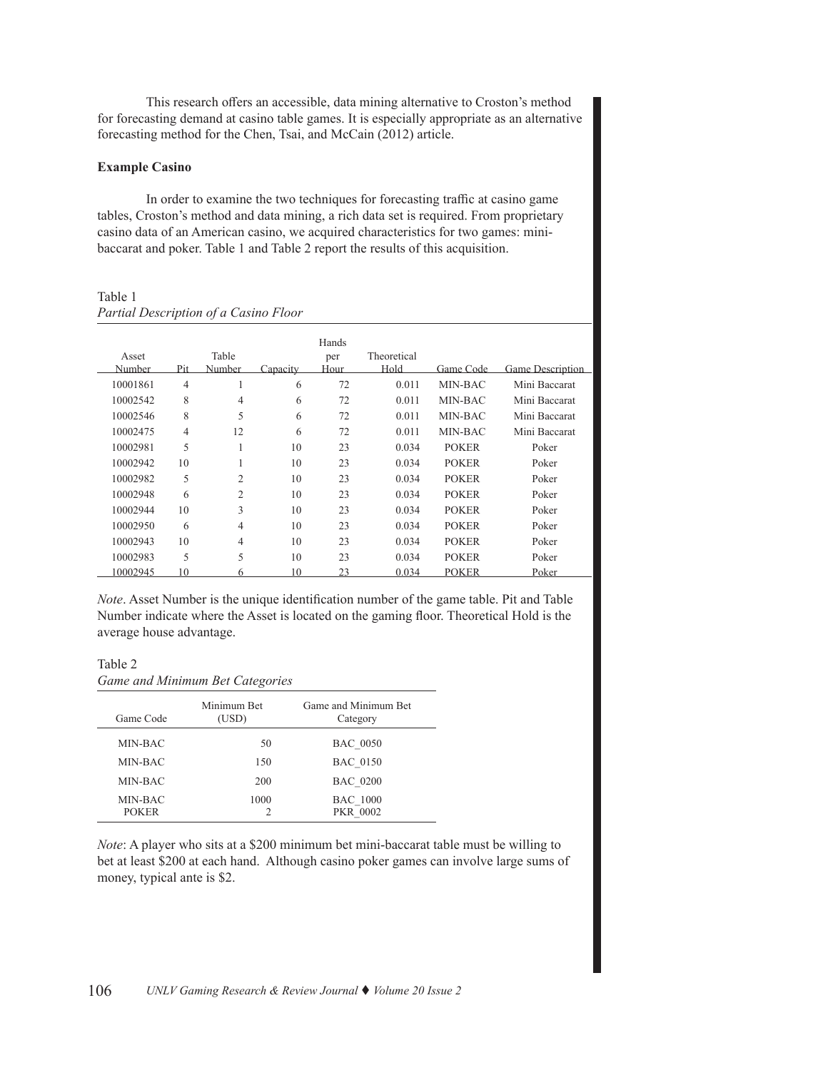This research offers an accessible, data mining alternative to Croston's method for forecasting demand at casino table games. It is especially appropriate as an alternative forecasting method for the Chen, Tsai, and McCain (2012) article.

**Example Casino**

In order to examine the two techniques for forecasting traffic at casino game tables, Croston's method and data mining, a rich data set is required. From proprietary casino data of an American casino, we acquired characteristics for two games: mini-baccarat and poker. Table 1 and Table 2 report the results of this acquisition.

Table 1
*Partial Description of a Casino Floor*

| Asset Number | Pit | Table Number | Capacity | Hands per Hour | Theoretical Hold | Game Code | Game Description |
|---|---|---|---|---|---|---|---|
| 10001861 | 4 | 1 | 6 | 72 | 0.011 | MIN-BAC | Mini Baccarat |
| 10002542 | 8 | 4 | 6 | 72 | 0.011 | MIN-BAC | Mini Baccarat |
| 10002546 | 8 | 5 | 6 | 72 | 0.011 | MIN-BAC | Mini Baccarat |
| 10002475 | 4 | 12 | 6 | 72 | 0.011 | MIN-BAC | Mini Baccarat |
| 10002981 | 5 | 1 | 10 | 23 | 0.034 | POKER | Poker |
| 10002942 | 10 | 1 | 10 | 23 | 0.034 | POKER | Poker |
| 10002982 | 5 | 2 | 10 | 23 | 0.034 | POKER | Poker |
| 10002948 | 6 | 2 | 10 | 23 | 0.034 | POKER | Poker |
| 10002944 | 10 | 3 | 10 | 23 | 0.034 | POKER | Poker |
| 10002950 | 6 | 4 | 10 | 23 | 0.034 | POKER | Poker |
| 10002943 | 10 | 4 | 10 | 23 | 0.034 | POKER | Poker |
| 10002983 | 5 | 5 | 10 | 23 | 0.034 | POKER | Poker |
| 10002945 | 10 | 6 | 10 | 23 | 0.034 | POKER | Poker |

*Note*. Asset Number is the unique identification number of the game table. Pit and Table Number indicate where the Asset is located on the gaming floor. Theoretical Hold is the average house advantage.

Table 2
*Game and Minimum Bet Categories*

| Game Code | Minimum Bet (USD) | Game and Minimum Bet Category |
|---|---|---|
| MIN-BAC | 50 | BAC_0050 |
| MIN-BAC | 150 | BAC_0150 |
| MIN-BAC | 200 | BAC_0200 |
| MIN-BAC | 1000 | BAC_1000 |
| POKER | 2 | PKR_0002 |

*Note*: A player who sits at a $200 minimum bet mini-baccarat table must be willing to bet at least $200 at each hand. Although casino poker games can involve large sums of money, typical ante is $2.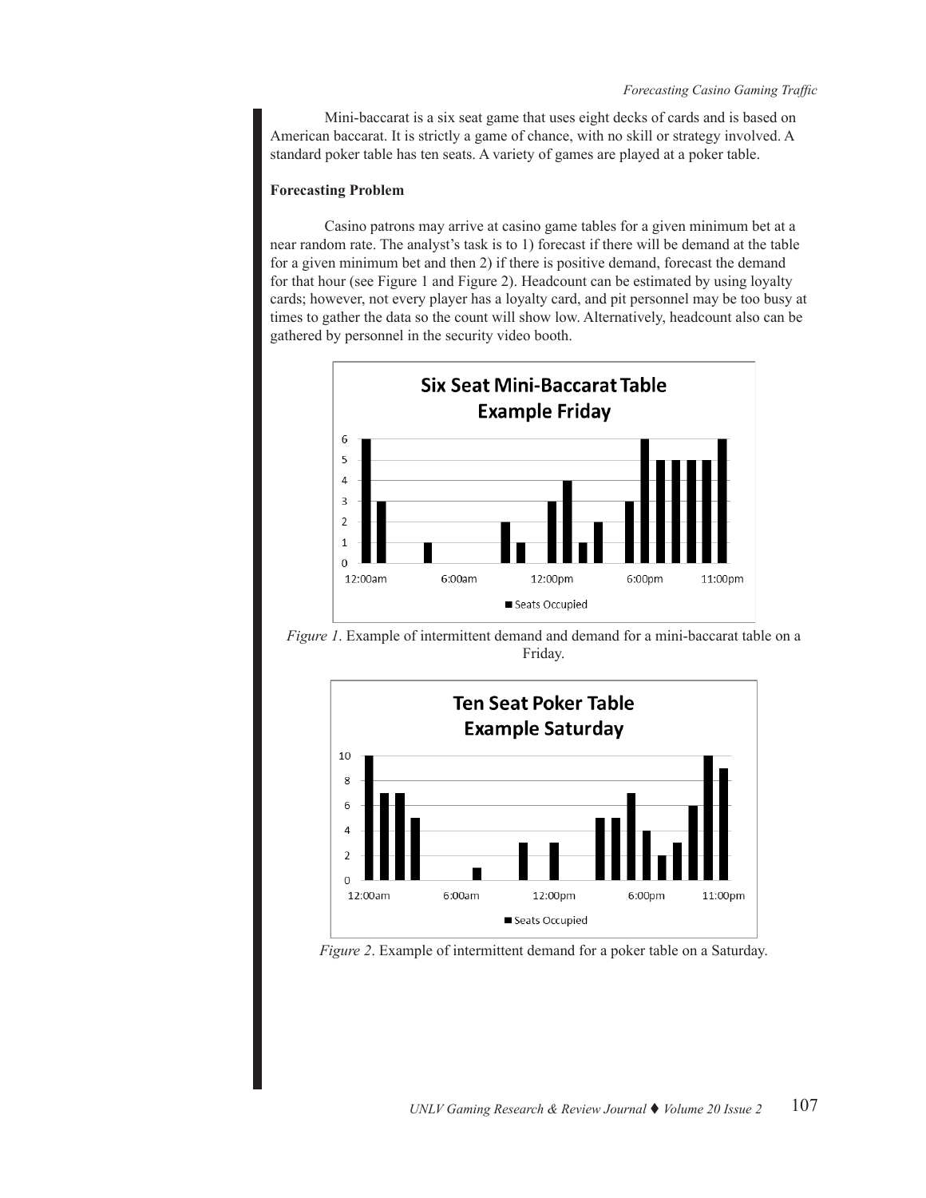Mini-baccarat is a six seat game that uses eight decks of cards and is based on American baccarat. It is strictly a game of chance, with no skill or strategy involved. A standard poker table has ten seats. A variety of games are played at a poker table.

**Forecasting Problem**

Casino patrons may arrive at casino game tables for a given minimum bet at a near random rate. The analyst's task is to 1) forecast if there will be demand at the table for a given minimum bet and then 2) if there is positive demand, forecast the demand for that hour (see Figure 1 and Figure 2). Headcount can be estimated by using loyalty cards; however, not every player has a loyalty card, and pit personnel may be too busy at times to gather the data so the count will show low. Alternatively, headcount also can be gathered by personnel in the security video booth.

*Figure 1*. Example of intermittent demand and demand for a mini-baccarat table on a Friday.

*Figure 2*. Example of intermittent demand for a poker table on a Saturday.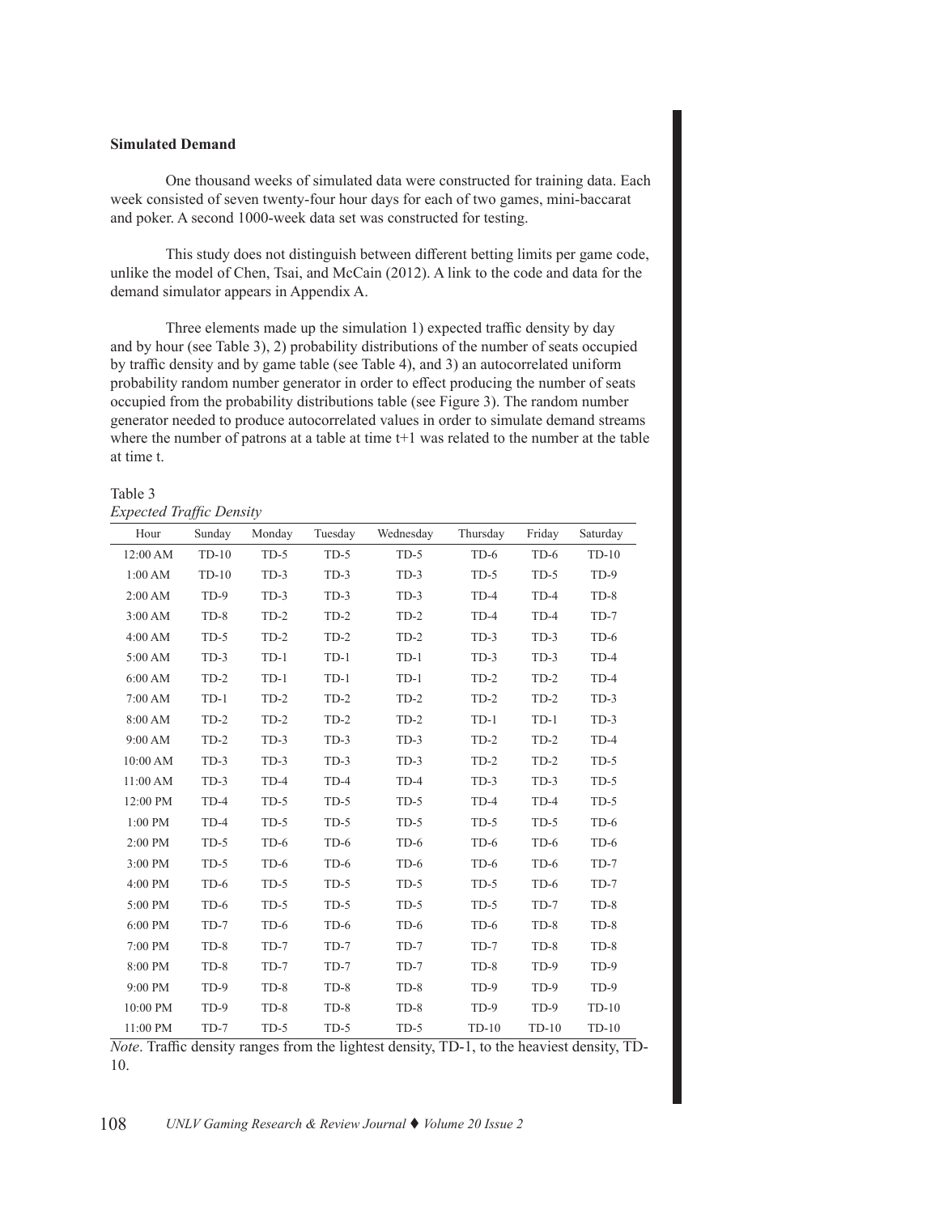**Simulated Demand**

One thousand weeks of simulated data were constructed for training data. Each week consisted of seven twenty-four hour days for each of two games, mini-baccarat and poker. A second 1000-week data set was constructed for testing.

This study does not distinguish between different betting limits per game code, unlike the model of Chen, Tsai, and McCain (2012). A link to the code and data for the demand simulator appears in Appendix A.

Three elements made up the simulation 1) expected traffic density by day and by hour (see Table 3), 2) probability distributions of the number of seats occupied by traffic density and by game table (see Table 4), and 3) an autocorrelated uniform probability random number generator in order to effect producing the number of seats occupied from the probability distributions table (see Figure 3). The random number generator needed to produce autocorrelated values in order to simulate demand streams where the number of patrons at a table at time t+1 was related to the number at the table at time t.

Table 3
*Expected Traffic Density*

| Hour | Sunday | Monday | Tuesday | Wednesday | Thursday | Friday | Saturday |
|---|---|---|---|---|---|---|---|
| 12:00 AM | TD-10 | TD-5 | TD-5 | TD-5 | TD-6 | TD-6 | TD-10 |
| 1:00 AM | TD-10 | TD-3 | TD-3 | TD-3 | TD-5 | TD-5 | TD-9 |
| 2:00 AM | TD-9 | TD-3 | TD-3 | TD-3 | TD-4 | TD-4 | TD-8 |
| 3:00 AM | TD-8 | TD-2 | TD-2 | TD-2 | TD-4 | TD-4 | TD-7 |
| 4:00 AM | TD-5 | TD-2 | TD-2 | TD-2 | TD-3 | TD-3 | TD-6 |
| 5:00 AM | TD-3 | TD-1 | TD-1 | TD-1 | TD-3 | TD-3 | TD-4 |
| 6:00 AM | TD-2 | TD-1 | TD-1 | TD-1 | TD-2 | TD-2 | TD-4 |
| 7:00 AM | TD-1 | TD-2 | TD-2 | TD-2 | TD-2 | TD-2 | TD-3 |
| 8:00 AM | TD-2 | TD-2 | TD-2 | TD-2 | TD-1 | TD-1 | TD-3 |
| 9:00 AM | TD-2 | TD-3 | TD-3 | TD-3 | TD-2 | TD-2 | TD-4 |
| 10:00 AM | TD-3 | TD-3 | TD-3 | TD-3 | TD-2 | TD-2 | TD-5 |
| 11:00 AM | TD-3 | TD-4 | TD-4 | TD-4 | TD-3 | TD-3 | TD-5 |
| 12:00 PM | TD-4 | TD-5 | TD-5 | TD-5 | TD-4 | TD-4 | TD-5 |
| 1:00 PM | TD-4 | TD-5 | TD-5 | TD-5 | TD-5 | TD-5 | TD-6 |
| 2:00 PM | TD-5 | TD-6 | TD-6 | TD-6 | TD-6 | TD-6 | TD-6 |
| 3:00 PM | TD-5 | TD-6 | TD-6 | TD-6 | TD-6 | TD-6 | TD-7 |
| 4:00 PM | TD-6 | TD-5 | TD-5 | TD-5 | TD-5 | TD-6 | TD-7 |
| 5:00 PM | TD-6 | TD-5 | TD-5 | TD-5 | TD-5 | TD-7 | TD-8 |
| 6:00 PM | TD-7 | TD-6 | TD-6 | TD-6 | TD-6 | TD-8 | TD-8 |
| 7:00 PM | TD-8 | TD-7 | TD-7 | TD-7 | TD-7 | TD-8 | TD-8 |
| 8:00 PM | TD-8 | TD-7 | TD-7 | TD-7 | TD-8 | TD-9 | TD-9 |
| 9:00 PM | TD-9 | TD-8 | TD-8 | TD-8 | TD-9 | TD-9 | TD-9 |
| 10:00 PM | TD-9 | TD-8 | TD-8 | TD-8 | TD-9 | TD-9 | TD-10 |
| 11:00 PM | TD-7 | TD-5 | TD-5 | TD-5 | TD-10 | TD-10 | TD-10 |

*Note*. Traffic density ranges from the lightest density, TD-1, to the heaviest density, TD-10.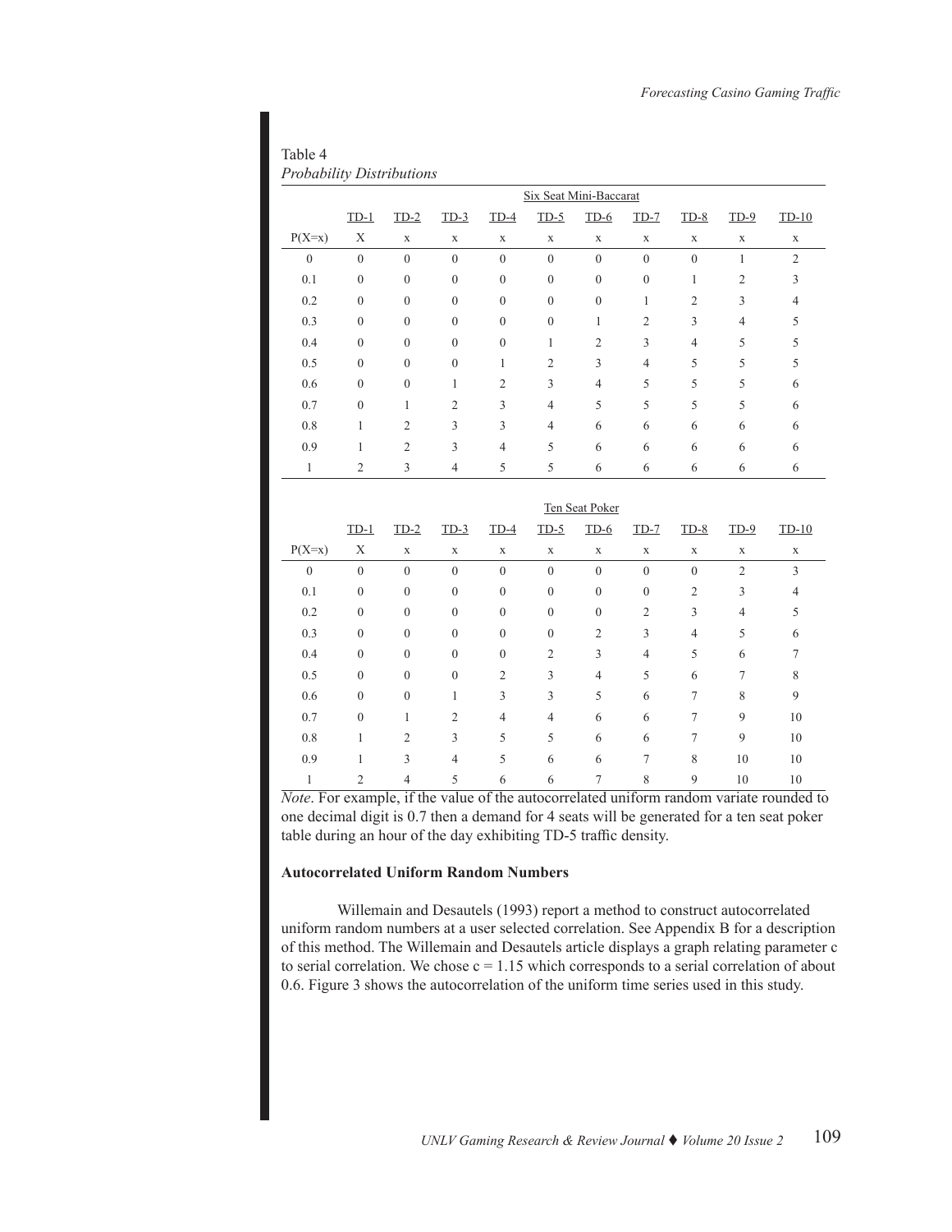Table 4
*Probability Distributions*

| | Six Seat Mini-Baccarat | | | | | | | | | |
|---|---|---|---|---|---|---|---|---|---|---|
| | TD-1 | TD-2 | TD-3 | TD-4 | TD-5 | TD-6 | TD-7 | TD-8 | TD-9 | TD-10 |
| P(X=x) | X | x | x | x | x | x | x | x | x | x |
| 0 | 0 | 0 | 0 | 0 | 0 | 0 | 0 | 0 | 1 | 2 |
| 0.1 | 0 | 0 | 0 | 0 | 0 | 0 | 0 | 1 | 2 | 3 |
| 0.2 | 0 | 0 | 0 | 0 | 0 | 0 | 1 | 2 | 3 | 4 |
| 0.3 | 0 | 0 | 0 | 0 | 0 | 1 | 2 | 3 | 4 | 5 |
| 0.4 | 0 | 0 | 0 | 0 | 1 | 2 | 3 | 4 | 5 | 5 |
| 0.5 | 0 | 0 | 0 | 1 | 2 | 3 | 4 | 5 | 5 | 5 |
| 0.6 | 0 | 0 | 1 | 2 | 3 | 4 | 5 | 5 | 5 | 6 |
| 0.7 | 0 | 1 | 2 | 3 | 4 | 5 | 5 | 5 | 5 | 6 |
| 0.8 | 1 | 2 | 3 | 3 | 4 | 6 | 6 | 6 | 6 | 6 |
| 0.9 | 1 | 2 | 3 | 4 | 5 | 6 | 6 | 6 | 6 | 6 |
| 1 | 2 | 3 | 4 | 5 | 5 | 6 | 6 | 6 | 6 | 6 |

| | Ten Seat Poker | | | | | | | | | |
|---|---|---|---|---|---|---|---|---|---|---|
| | TD-1 | TD-2 | TD-3 | TD-4 | TD-5 | TD-6 | TD-7 | TD-8 | TD-9 | TD-10 |
| P(X=x) | X | x | x | x | x | x | x | x | x | x |
| 0 | 0 | 0 | 0 | 0 | 0 | 0 | 0 | 0 | 2 | 3 |
| 0.1 | 0 | 0 | 0 | 0 | 0 | 0 | 0 | 2 | 3 | 4 |
| 0.2 | 0 | 0 | 0 | 0 | 0 | 0 | 2 | 3 | 4 | 5 |
| 0.3 | 0 | 0 | 0 | 0 | 0 | 2 | 3 | 4 | 5 | 6 |
| 0.4 | 0 | 0 | 0 | 0 | 2 | 3 | 4 | 5 | 6 | 7 |
| 0.5 | 0 | 0 | 0 | 2 | 3 | 4 | 5 | 6 | 7 | 8 |
| 0.6 | 0 | 0 | 1 | 3 | 3 | 5 | 6 | 7 | 8 | 9 |
| 0.7 | 0 | 1 | 2 | 4 | 4 | 6 | 6 | 7 | 9 | 10 |
| 0.8 | 1 | 2 | 3 | 5 | 5 | 6 | 6 | 7 | 9 | 10 |
| 0.9 | 1 | 3 | 4 | 5 | 6 | 6 | 7 | 8 | 10 | 10 |
| 1 | 2 | 4 | 5 | 6 | 6 | 7 | 8 | 9 | 10 | 10 |

*Note*. For example, if the value of the autocorrelated uniform random variate rounded to one decimal digit is 0.7 then a demand for 4 seats will be generated for a ten seat poker table during an hour of the day exhibiting TD-5 traffic density.

**Autocorrelated Uniform Random Numbers**

Willemain and Desautels (1993) report a method to construct autocorrelated uniform random numbers at a user selected correlation. See Appendix B for a description of this method. The Willemain and Desautels article displays a graph relating parameter c to serial correlation. We chose c = 1.15 which corresponds to a serial correlation of about 0.6. Figure 3 shows the autocorrelation of the uniform time series used in this study.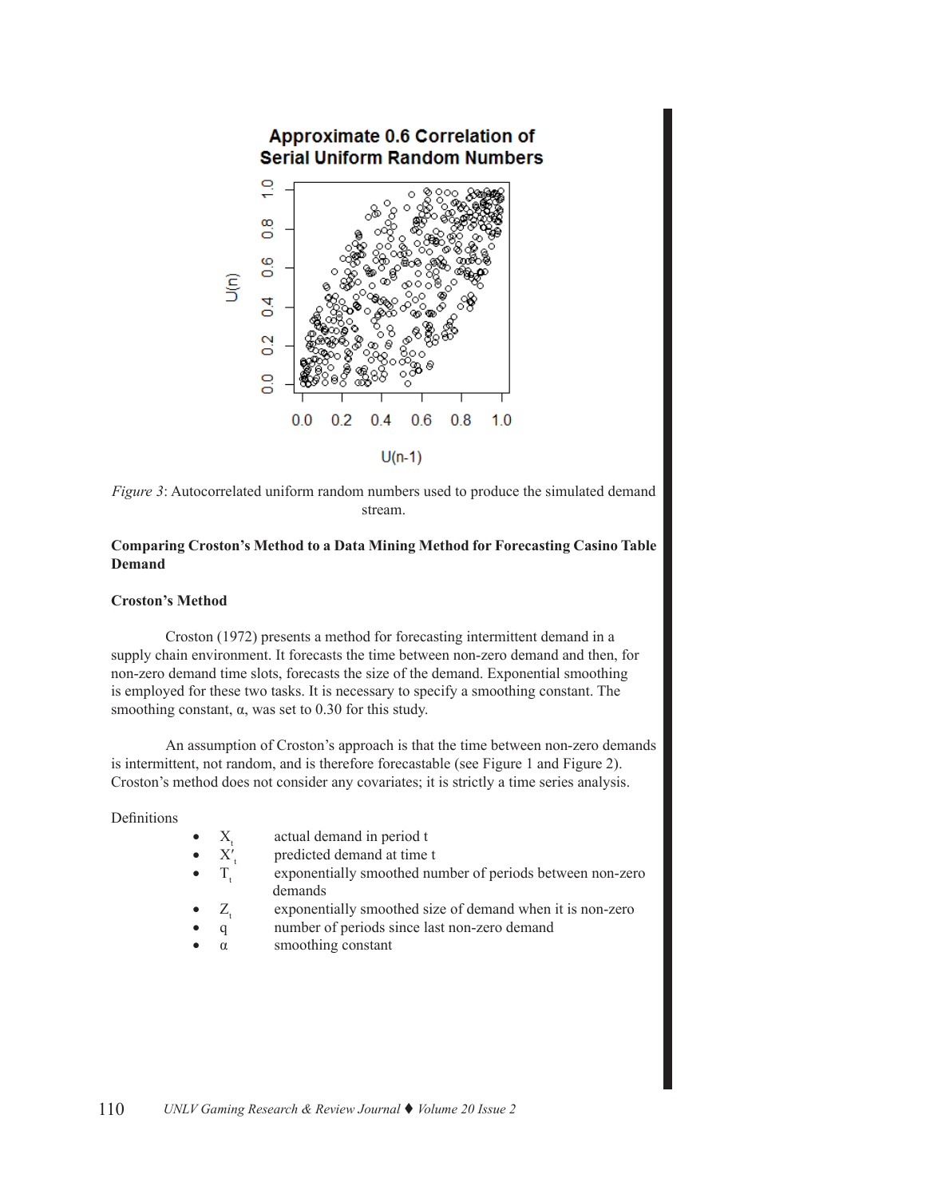*Figure 3*: Autocorrelated uniform random numbers used to produce the simulated demand stream.

**Comparing Croston's Method to a Data Mining Method for Forecasting Casino Table Demand**

**Croston's Method**

Croston (1972) presents a method for forecasting intermittent demand in a supply chain environment. It forecasts the time between non-zero demand and then, for non-zero demand time slots, forecasts the size of the demand. Exponential smoothing is employed for these two tasks. It is necessary to specify a smoothing constant. The smoothing constant, α, was set to 0.30 for this study.

An assumption of Croston's approach is that the time between non-zero demands is intermittent, not random, and is therefore forecastable (see Figure 1 and Figure 2). Croston's method does not consider any covariates; it is strictly a time series analysis.

Definitions

- $X_t$ actual demand in period t
- $X'_t$ predicted demand at time t
- $T_t$ exponentially smoothed number of periods between non-zero demands
- $Z_t$ exponentially smoothed size of demand when it is non-zero
- q number of periods since last non-zero demand
- α smoothing constant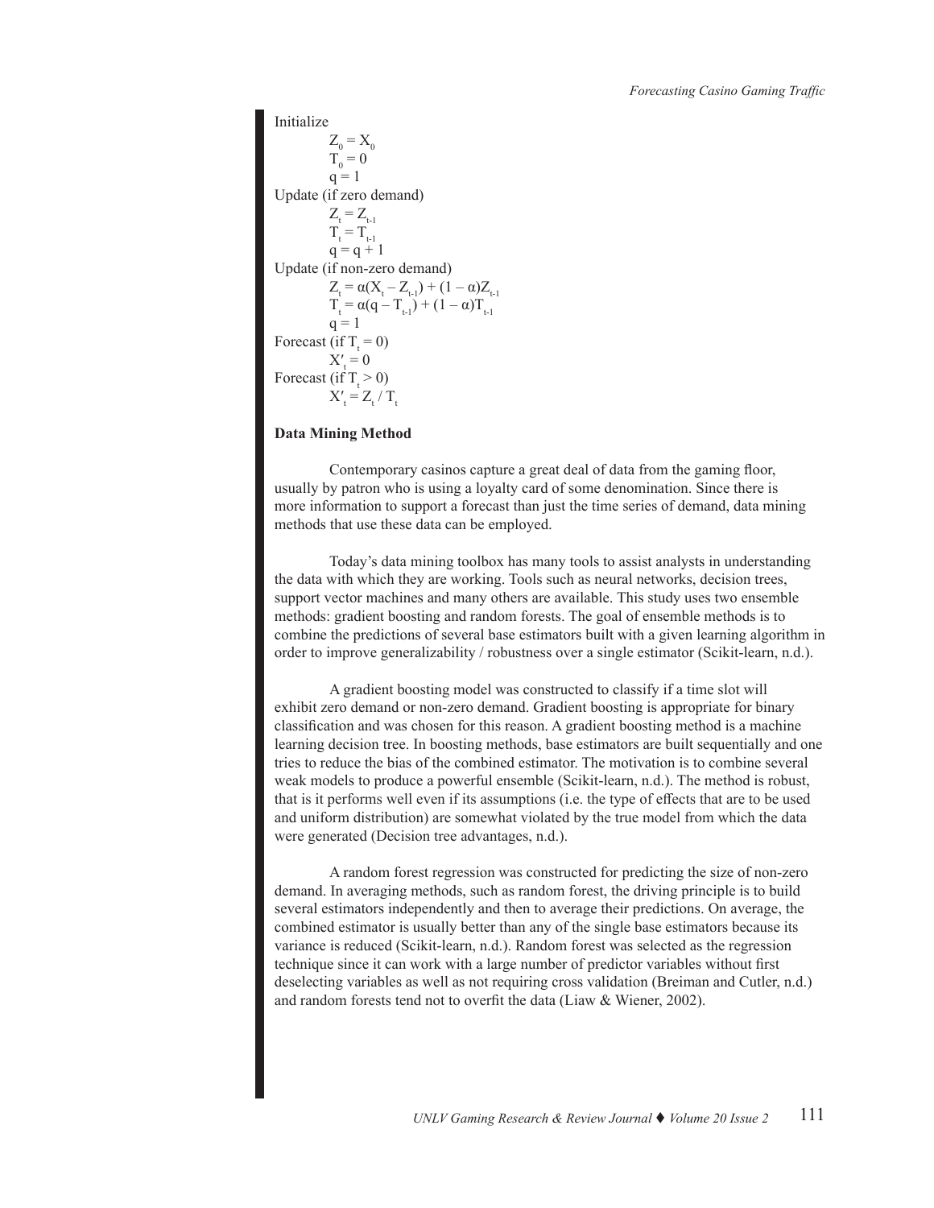Initialize

$$Z_0 = X_0$$
$$T_0 = 0$$
$$q = 1$$

Update (if zero demand)

$$Z_t = Z_{t-1}$$
$$T_t = T_{t-1}$$
$$q = q + 1$$

Update (if non-zero demand)

$$Z_t = \alpha(X_t - Z_{t-1}) + (1 - \alpha)Z_{t-1}$$
$$T_t = \alpha(q - T_{t-1}) + (1 - \alpha)T_{t-1}$$
$$q = 1$$

Forecast (if $T_t = 0$)

$$X'_t = 0$$

Forecast (if $T_t > 0$)

$$X'_t = Z_t / T_t$$

**Data Mining Method**

Contemporary casinos capture a great deal of data from the gaming floor, usually by patron who is using a loyalty card of some denomination. Since there is more information to support a forecast than just the time series of demand, data mining methods that use these data can be employed.

Today's data mining toolbox has many tools to assist analysts in understanding the data with which they are working. Tools such as neural networks, decision trees, support vector machines and many others are available. This study uses two ensemble methods: gradient boosting and random forests. The goal of ensemble methods is to combine the predictions of several base estimators built with a given learning algorithm in order to improve generalizability / robustness over a single estimator (Scikit-learn, n.d.).

A gradient boosting model was constructed to classify if a time slot will exhibit zero demand or non-zero demand. Gradient boosting is appropriate for binary classification and was chosen for this reason. A gradient boosting method is a machine learning decision tree. In boosting methods, base estimators are built sequentially and one tries to reduce the bias of the combined estimator. The motivation is to combine several weak models to produce a powerful ensemble (Scikit-learn, n.d.). The method is robust, that is it performs well even if its assumptions (i.e. the type of effects that are to be used and uniform distribution) are somewhat violated by the true model from which the data were generated (Decision tree advantages, n.d.).

A random forest regression was constructed for predicting the size of non-zero demand. In averaging methods, such as random forest, the driving principle is to build several estimators independently and then to average their predictions. On average, the combined estimator is usually better than any of the single base estimators because its variance is reduced (Scikit-learn, n.d.). Random forest was selected as the regression technique since it can work with a large number of predictor variables without first deselecting variables as well as not requiring cross validation (Breiman and Cutler, n.d.) and random forests tend not to overfit the data (Liaw & Wiener, 2002).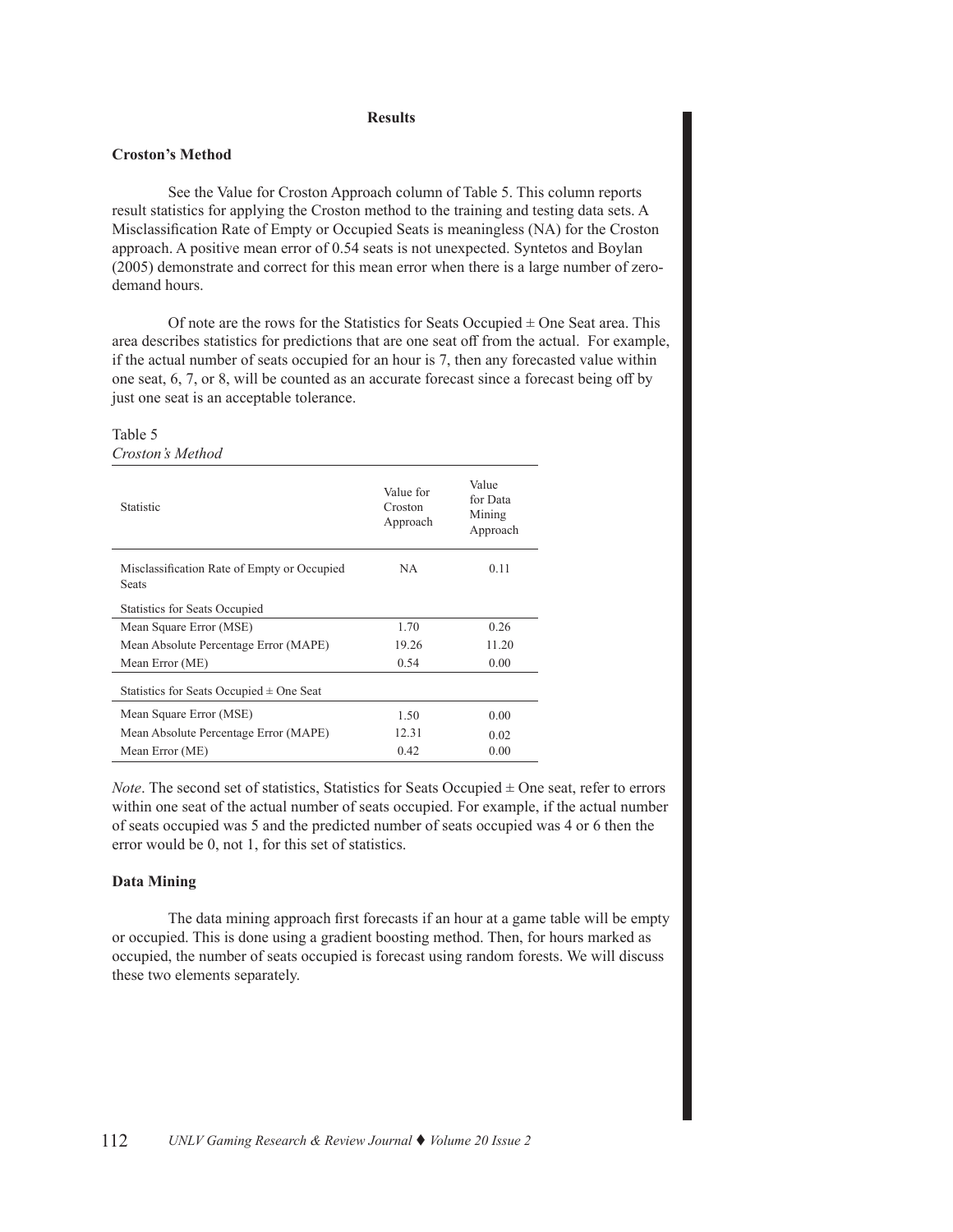## Results

### Croston's Method

See the Value for Croston Approach column of Table 5. This column reports result statistics for applying the Croston method to the training and testing data sets. A Misclassification Rate of Empty or Occupied Seats is meaningless (NA) for the Croston approach. A positive mean error of 0.54 seats is not unexpected. Syntetos and Boylan (2005) demonstrate and correct for this mean error when there is a large number of zero-demand hours.

Of note are the rows for the Statistics for Seats Occupied ± One Seat area. This area describes statistics for predictions that are one seat off from the actual. For example, if the actual number of seats occupied for an hour is 7, then any forecasted value within one seat, 6, 7, or 8, will be counted as an accurate forecast since a forecast being off by just one seat is an acceptable tolerance.

Table 5
*Croston's Method*

| Statistic | Value for Croston Approach | Value for Data Mining Approach |
|---|---|---|
| Misclassification Rate of Empty or Occupied Seats | NA | 0.11 |
| Statistics for Seats Occupied | | |
| Mean Square Error (MSE) | 1.70 | 0.26 |
| Mean Absolute Percentage Error (MAPE) | 19.26 | 11.20 |
| Mean Error (ME) | 0.54 | 0.00 |
| Statistics for Seats Occupied ± One Seat | | |
| Mean Square Error (MSE) | 1.50 | 0.00 |
| Mean Absolute Percentage Error (MAPE) | 12.31 | 0.02 |
| Mean Error (ME) | 0.42 | 0.00 |

*Note*. The second set of statistics, Statistics for Seats Occupied ± One seat, refer to errors within one seat of the actual number of seats occupied. For example, if the actual number of seats occupied was 5 and the predicted number of seats occupied was 4 or 6 then the error would be 0, not 1, for this set of statistics.

### Data Mining

The data mining approach first forecasts if an hour at a game table will be empty or occupied. This is done using a gradient boosting method. Then, for hours marked as occupied, the number of seats occupied is forecast using random forests. We will discuss these two elements separately.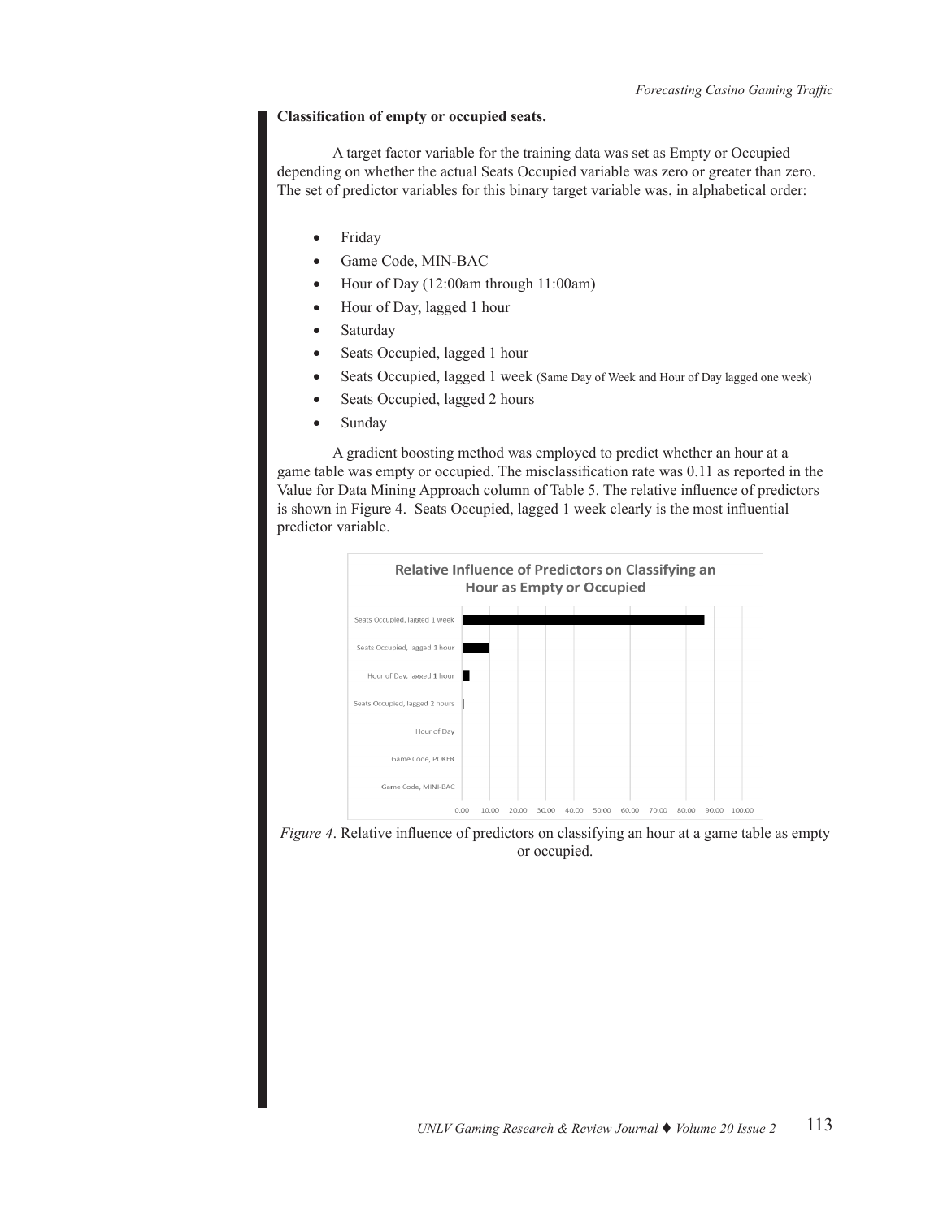**Classification of empty or occupied seats.**

A target factor variable for the training data was set as Empty or Occupied depending on whether the actual Seats Occupied variable was zero or greater than zero. The set of predictor variables for this binary target variable was, in alphabetical order:

- Friday
- Game Code, MIN-BAC
- Hour of Day (12:00am through 11:00am)
- Hour of Day, lagged 1 hour
- Saturday
- Seats Occupied, lagged 1 hour
- Seats Occupied, lagged 1 week (Same Day of Week and Hour of Day lagged one week)
- Seats Occupied, lagged 2 hours
- Sunday

A gradient boosting method was employed to predict whether an hour at a game table was empty or occupied. The misclassification rate was 0.11 as reported in the Value for Data Mining Approach column of Table 5. The relative influence of predictors is shown in Figure 4. Seats Occupied, lagged 1 week clearly is the most influential predictor variable.

**Relative Influence of Predictors on Classifying an Hour as Empty or Occupied**

| Predictor | Relative Influence |
|---|---|
| Seats Occupied, lagged 1 week | ≈86 |
| Seats Occupied, lagged 1 hour | ≈9 |
| Hour of Day, lagged 1 hour | ≈2 |
| Seats Occupied, lagged 2 hours | <1 |
| Hour of Day | ≈0 |
| Game Code, POKER | ≈0 |
| Game Code, MINI-BAC | ≈0 |

*Figure 4*. Relative influence of predictors on classifying an hour at a game table as empty or occupied.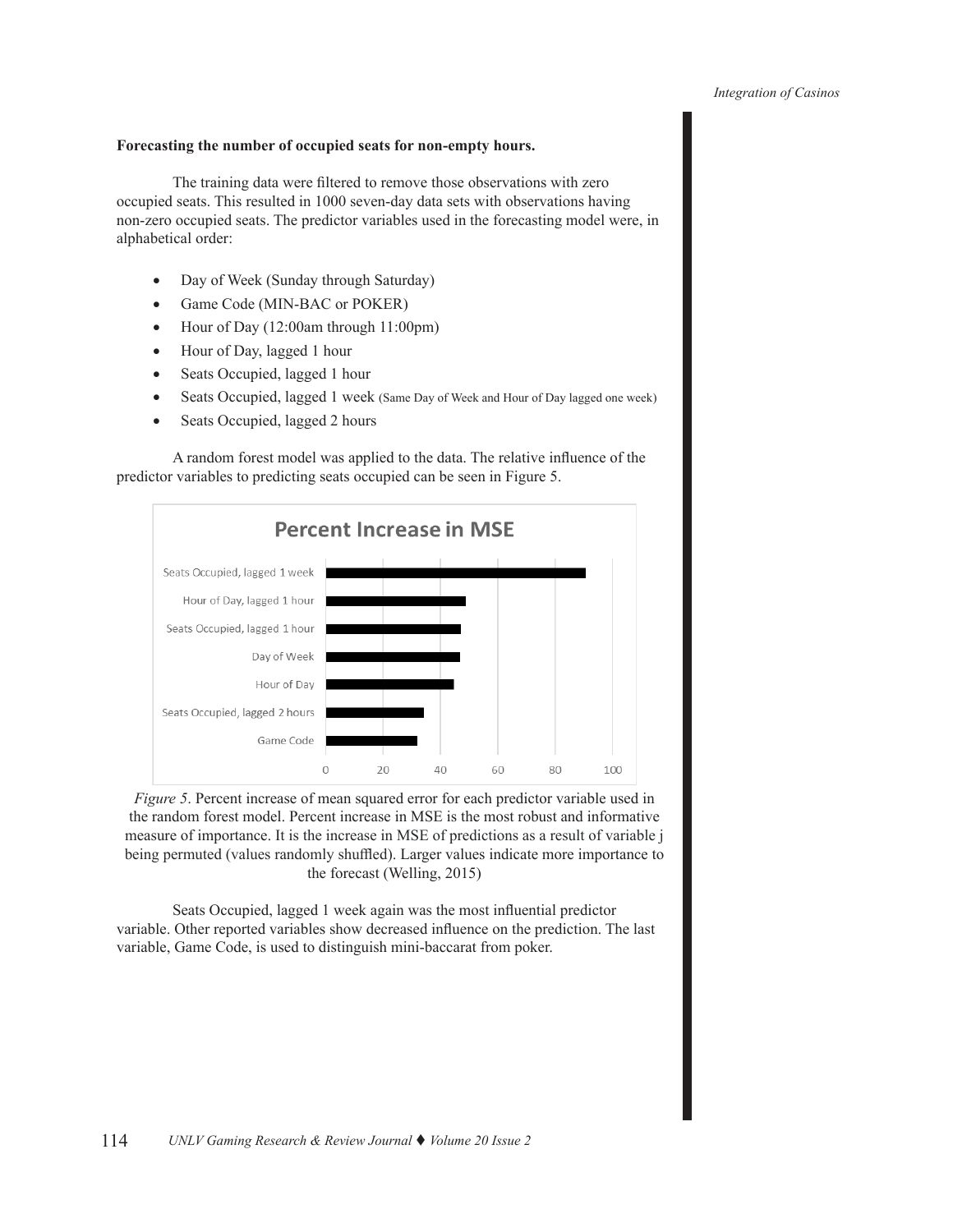**Forecasting the number of occupied seats for non-empty hours.**

The training data were filtered to remove those observations with zero occupied seats. This resulted in 1000 seven-day data sets with observations having non-zero occupied seats. The predictor variables used in the forecasting model were, in alphabetical order:

- Day of Week (Sunday through Saturday)
- Game Code (MIN-BAC or POKER)
- Hour of Day (12:00am through 11:00pm)
- Hour of Day, lagged 1 hour
- Seats Occupied, lagged 1 hour
- Seats Occupied, lagged 1 week (Same Day of Week and Hour of Day lagged one week)
- Seats Occupied, lagged 2 hours

A random forest model was applied to the data. The relative influence of the predictor variables to predicting seats occupied can be seen in Figure 5.

*Figure 5*. Percent increase of mean squared error for each predictor variable used in the random forest model. Percent increase in MSE is the most robust and informative measure of importance. It is the increase in MSE of predictions as a result of variable j being permuted (values randomly shuffled). Larger values indicate more importance to the forecast (Welling, 2015)

Seats Occupied, lagged 1 week again was the most influential predictor variable. Other reported variables show decreased influence on the prediction. The last variable, Game Code, is used to distinguish mini-baccarat from poker.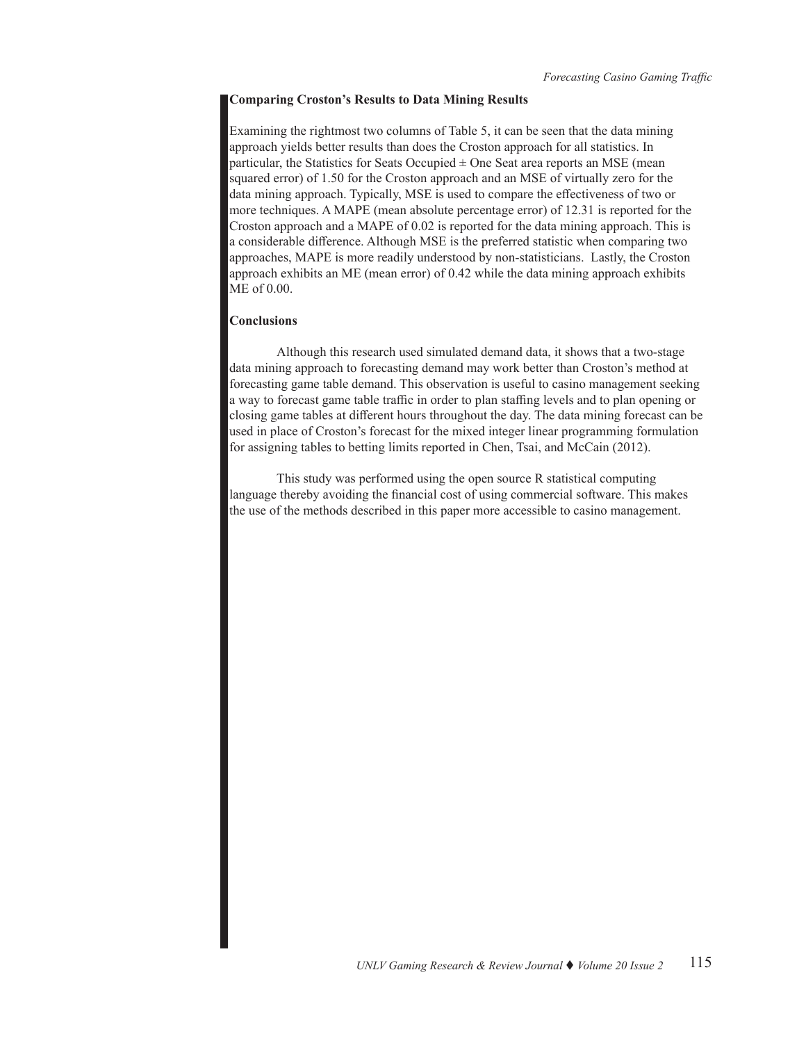**Comparing Croston's Results to Data Mining Results**

Examining the rightmost two columns of Table 5, it can be seen that the data mining approach yields better results than does the Croston approach for all statistics. In particular, the Statistics for Seats Occupied ± One Seat area reports an MSE (mean squared error) of 1.50 for the Croston approach and an MSE of virtually zero for the data mining approach. Typically, MSE is used to compare the effectiveness of two or more techniques. A MAPE (mean absolute percentage error) of 12.31 is reported for the Croston approach and a MAPE of 0.02 is reported for the data mining approach. This is a considerable difference. Although MSE is the preferred statistic when comparing two approaches, MAPE is more readily understood by non-statisticians. Lastly, the Croston approach exhibits an ME (mean error) of 0.42 while the data mining approach exhibits ME of 0.00.

**Conclusions**

Although this research used simulated demand data, it shows that a two-stage data mining approach to forecasting demand may work better than Croston's method at forecasting game table demand. This observation is useful to casino management seeking a way to forecast game table traffic in order to plan staffing levels and to plan opening or closing game tables at different hours throughout the day. The data mining forecast can be used in place of Croston's forecast for the mixed integer linear programming formulation for assigning tables to betting limits reported in Chen, Tsai, and McCain (2012).

This study was performed using the open source R statistical computing language thereby avoiding the financial cost of using commercial software. This makes the use of the methods described in this paper more accessible to casino management.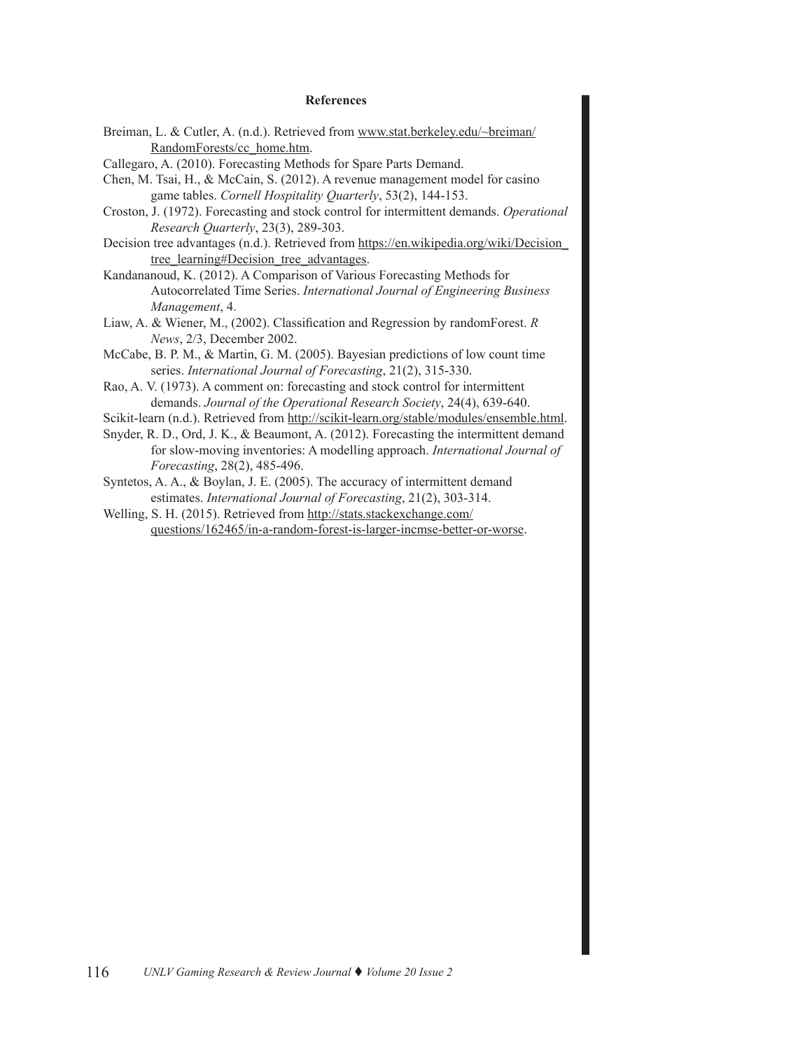**References**

Breiman, L. & Cutler, A. (n.d.). Retrieved from www.stat.berkeley.edu/~breiman/RandomForests/cc_home.htm.

Callegaro, A. (2010). Forecasting Methods for Spare Parts Demand.

Chen, M. Tsai, H., & McCain, S. (2012). A revenue management model for casino game tables. *Cornell Hospitality Quarterly*, 53(2), 144-153.

Croston, J. (1972). Forecasting and stock control for intermittent demands. *Operational Research Quarterly*, 23(3), 289-303.

Decision tree advantages (n.d.). Retrieved from https://en.wikipedia.org/wiki/Decision_tree_learning#Decision_tree_advantages.

Kandananoud, K. (2012). A Comparison of Various Forecasting Methods for Autocorrelated Time Series. *International Journal of Engineering Business Management*, 4.

Liaw, A. & Wiener, M., (2002). Classification and Regression by randomForest. *R News*, 2/3, December 2002.

McCabe, B. P. M., & Martin, G. M. (2005). Bayesian predictions of low count time series. *International Journal of Forecasting*, 21(2), 315-330.

Rao, A. V. (1973). A comment on: forecasting and stock control for intermittent demands. *Journal of the Operational Research Society*, 24(4), 639-640.

Scikit-learn (n.d.). Retrieved from http://scikit-learn.org/stable/modules/ensemble.html.

Snyder, R. D., Ord, J. K., & Beaumont, A. (2012). Forecasting the intermittent demand for slow-moving inventories: A modelling approach. *International Journal of Forecasting*, 28(2), 485-496.

Syntetos, A. A., & Boylan, J. E. (2005). The accuracy of intermittent demand estimates. *International Journal of Forecasting*, 21(2), 303-314.

Welling, S. H. (2015). Retrieved from http://stats.stackexchange.com/questions/162465/in-a-random-forest-is-larger-incmse-better-or-worse.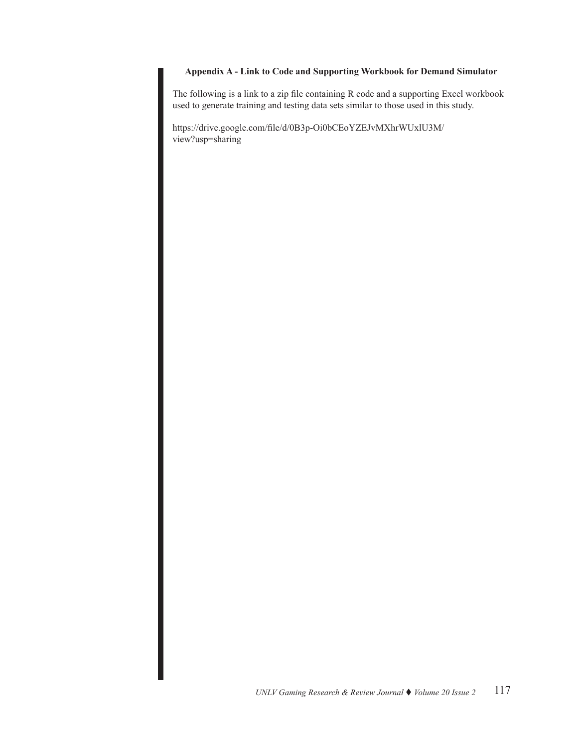## Appendix A - Link to Code and Supporting Workbook for Demand Simulator

The following is a link to a zip file containing R code and a supporting Excel workbook used to generate training and testing data sets similar to those used in this study.

https://drive.google.com/file/d/0B3p-Oi0bCEoYZEJvMXhrWUxlU3M/view?usp=sharing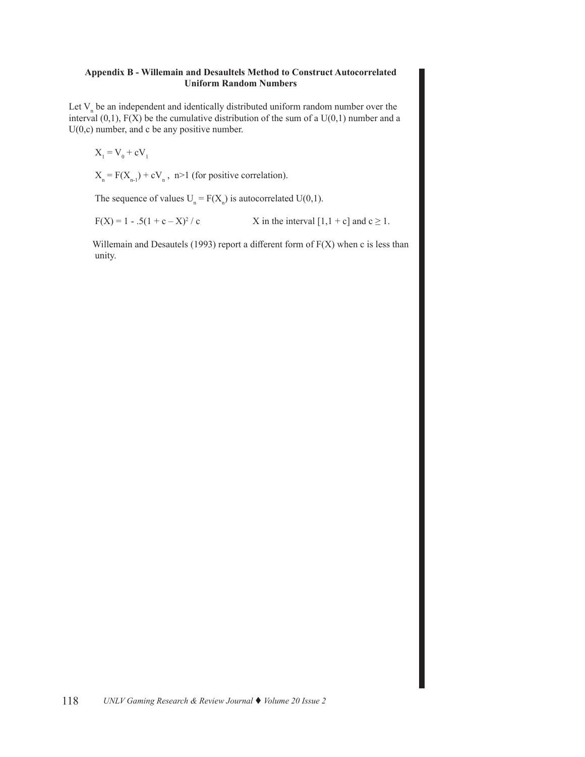### Appendix B - Willemain and Desaultels Method to Construct Autocorrelated Uniform Random Numbers

Let $V_n$ be an independent and identically distributed uniform random number over the interval (0,1), F(X) be the cumulative distribution of the sum of a U(0,1) number and a U(0,c) number, and c be any positive number.

$X_1 = V_0 + cV_1$

$X_n = F(X_{n-1}) + cV_n$, n>1 (for positive correlation).

The sequence of values $U_n = F(X_n)$ is autocorrelated U(0,1).

$F(X) = 1 - .5(1 + c - X)^2 / c$ X in the interval $[1, 1 + c]$ and $c \geq 1$.

Willemain and Desautels (1993) report a different form of F(X) when c is less than unity.